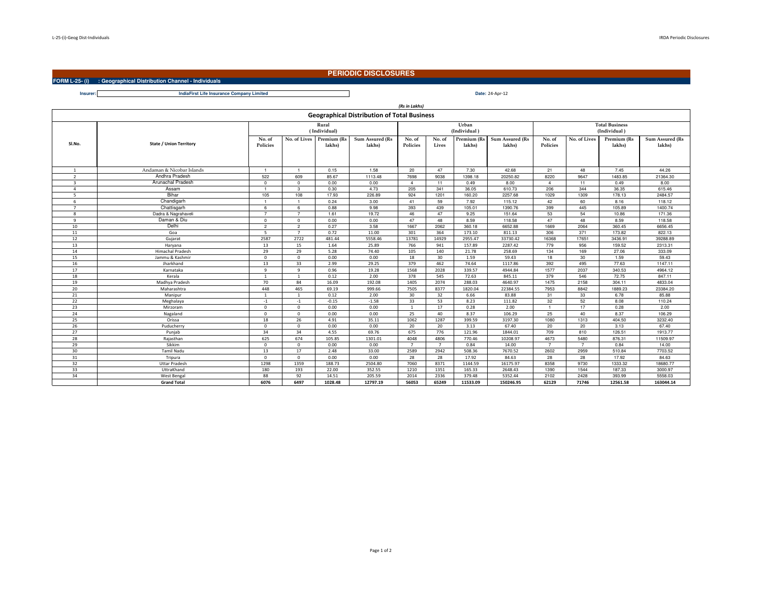# PERIODIC DISCLOSURES

**FORM L-25- (i) : Geographical Distribution Channel - Individuals**

**Insurer:** IndiaFirst Life Insurance Company Limited

**Date:** 24-Apr-12

*(Rs in Lakhs)*

## Geographical Distribution of Total Business

| Sl.No. | State / Union Territory | Rural (Individual) | | | | Urban (Individual) | | | | Total Business (Individual) | | | |
|---|---|---|---|---|---|---|---|---|---|---|---|---|---|
| | | No. of Policies | No. of Lives | Premium (Rs lakhs) | Sum Assured (Rs lakhs) | No. of Policies | No. of Lives | Premium (Rs lakhs) | Sum Assured (Rs lakhs) | No. of Policies | No. of Lives | Premium (Rs lakhs) | Sum Assured (Rs lakhs) |
| 1 | Andaman & Nicobar Islands | 1 | 1 | 0.15 | 1.58 | 20 | 47 | 7.30 | 42.68 | 21 | 48 | 7.45 | 44.26 |
| 2 | Andhra Pradesh | 522 | 609 | 85.67 | 1113.48 | 7698 | 9038 | 1398.18 | 20250.82 | 8220 | 9647 | 1483.85 | 21364.30 |
| 3 | Arunachal Pradesh | 0 | 0 | 0.00 | 0.00 | 4 | 11 | 0.49 | 8.00 | 4 | 11 | 0.49 | 8.00 |
| 4 | Assam | 1 | 3 | 0.30 | 4.73 | 205 | 341 | 36.05 | 610.73 | 206 | 344 | 36.35 | 615.46 |
| 5 | Bihar | 105 | 108 | 17.93 | 226.89 | 924 | 1201 | 160.20 | 2257.68 | 1029 | 1309 | 178.13 | 2484.57 |
| 6 | Chandigarh | 1 | 1 | 0.24 | 3.00 | 41 | 59 | 7.92 | 115.12 | 42 | 60 | 8.16 | 118.12 |
| 7 | Chattisgarh | 6 | 6 | 0.88 | 9.98 | 393 | 439 | 105.01 | 1390.76 | 399 | 445 | 105.89 | 1400.74 |
| 8 | Dadra & Nagrahaveli | 7 | 7 | 1.61 | 19.72 | 46 | 47 | 9.25 | 151.64 | 53 | 54 | 10.86 | 171.36 |
| 9 | Daman & Diu | 0 | 0 | 0.00 | 0.00 | 47 | 48 | 8.59 | 118.58 | 47 | 48 | 8.59 | 118.58 |
| 10 | Delhi | 2 | 2 | 0.27 | 3.58 | 1667 | 2062 | 360.18 | 6652.88 | 1669 | 2064 | 360.45 | 6656.45 |
| 11 | Goa | 5 | 7 | 0.72 | 11.00 | 301 | 364 | 173.10 | 811.13 | 306 | 371 | 173.82 | 822.13 |
| 12 | Gujarat | 2587 | 2722 | 481.44 | 5558.46 | 13781 | 14929 | 2955.47 | 33730.42 | 16368 | 17651 | 3436.91 | 39288.89 |
| 13 | Haryana | 13 | 15 | 1.64 | 25.89 | 766 | 941 | 157.89 | 2287.42 | 779 | 956 | 159.52 | 2313.31 |
| 14 | Himachal Pradesh | 29 | 29 | 5.28 | 74.40 | 105 | 140 | 21.78 | 258.69 | 134 | 169 | 27.06 | 333.09 |
| 15 | Jammu & Kashmir | 0 | 0 | 0.00 | 0.00 | 18 | 30 | 1.59 | 59.43 | 18 | 30 | 1.59 | 59.43 |
| 16 | Jharkhand | 13 | 33 | 2.99 | 29.25 | 379 | 462 | 74.64 | 1117.86 | 392 | 495 | 77.63 | 1147.11 |
| 17 | Karnataka | 9 | 9 | 0.96 | 19.28 | 1568 | 2028 | 339.57 | 4944.84 | 1577 | 2037 | 340.53 | 4964.12 |
| 18 | Kerala | 1 | 1 | 0.12 | 2.00 | 378 | 545 | 72.63 | 845.11 | 379 | 546 | 72.75 | 847.11 |
| 19 | Madhya Pradesh | 70 | 84 | 16.09 | 192.08 | 1405 | 2074 | 288.03 | 4640.97 | 1475 | 2158 | 304.11 | 4833.04 |
| 20 | Maharashtra | 448 | 465 | 69.19 | 999.66 | 7505 | 8377 | 1820.04 | 22384.55 | 7953 | 8842 | 1889.23 | 23384.20 |
| 21 | Manipur | 1 | 1 | 0.12 | 2.00 | 30 | 32 | 6.66 | 83.88 | 31 | 33 | 6.78 | 85.88 |
| 22 | Meghalaya | -1 | -1 | -0.15 | -1.58 | 33 | 53 | 8.23 | 111.82 | 32 | 52 | 8.08 | 110.24 |
| 23 | Mirzoram | 0 | 0 | 0.00 | 0.00 | 1 | 17 | 0.28 | 2.00 | 1 | 17 | 0.28 | 2.00 |
| 24 | Nagaland | 0 | 0 | 0.00 | 0.00 | 25 | 40 | 8.37 | 106.29 | 25 | 40 | 8.37 | 106.29 |
| 25 | Orissa | 18 | 26 | 4.91 | 35.11 | 1062 | 1287 | 399.59 | 3197.30 | 1080 | 1313 | 404.50 | 3232.40 |
| 26 | Puducherry | 0 | 0 | 0.00 | 0.00 | 20 | 20 | 3.13 | 67.40 | 20 | 20 | 3.13 | 67.40 |
| 27 | Punjab | 34 | 34 | 4.55 | 69.76 | 675 | 776 | 121.96 | 1844.01 | 709 | 810 | 126.51 | 1913.77 |
| 28 | Rajasthan | 625 | 674 | 105.85 | 1301.01 | 4048 | 4806 | 770.46 | 10208.97 | 4673 | 5480 | 876.31 | 11509.97 |
| 29 | Sikkim | 0 | 0 | 0.00 | 0.00 | 7 | 7 | 0.84 | 14.00 | 7 | 7 | 0.84 | 14.00 |
| 30 | Tamil Nadu | 13 | 17 | 2.48 | 33.00 | 2589 | 2942 | 508.36 | 7670.52 | 2602 | 2959 | 510.84 | 7703.52 |
| 31 | Tripura | 0 | 0 | 0.00 | 0.00 | 28 | 28 | 17.92 | 84.63 | 28 | 28 | 17.92 | 84.63 |
| 32 | Uttar Pradesh | 1298 | 1359 | 188.73 | 2504.80 | 7060 | 8371 | 1144.59 | 16175.97 | 8358 | 9730 | 1333.32 | 18680.77 |
| 33 | UttraKhand | 180 | 193 | 22.00 | 352.55 | 1210 | 1351 | 165.33 | 2648.43 | 1390 | 1544 | 187.33 | 3000.97 |
| 34 | West Bengal | 88 | 92 | 14.51 | 205.59 | 2014 | 2336 | 379.48 | 5352.44 | 2102 | 2428 | 393.99 | 5558.03 |
| | **Grand Total** | **6076** | **6497** | **1028.48** | **12797.19** | **56053** | **65249** | **11533.09** | **150246.95** | **62129** | **71746** | **12561.58** | **163044.14** |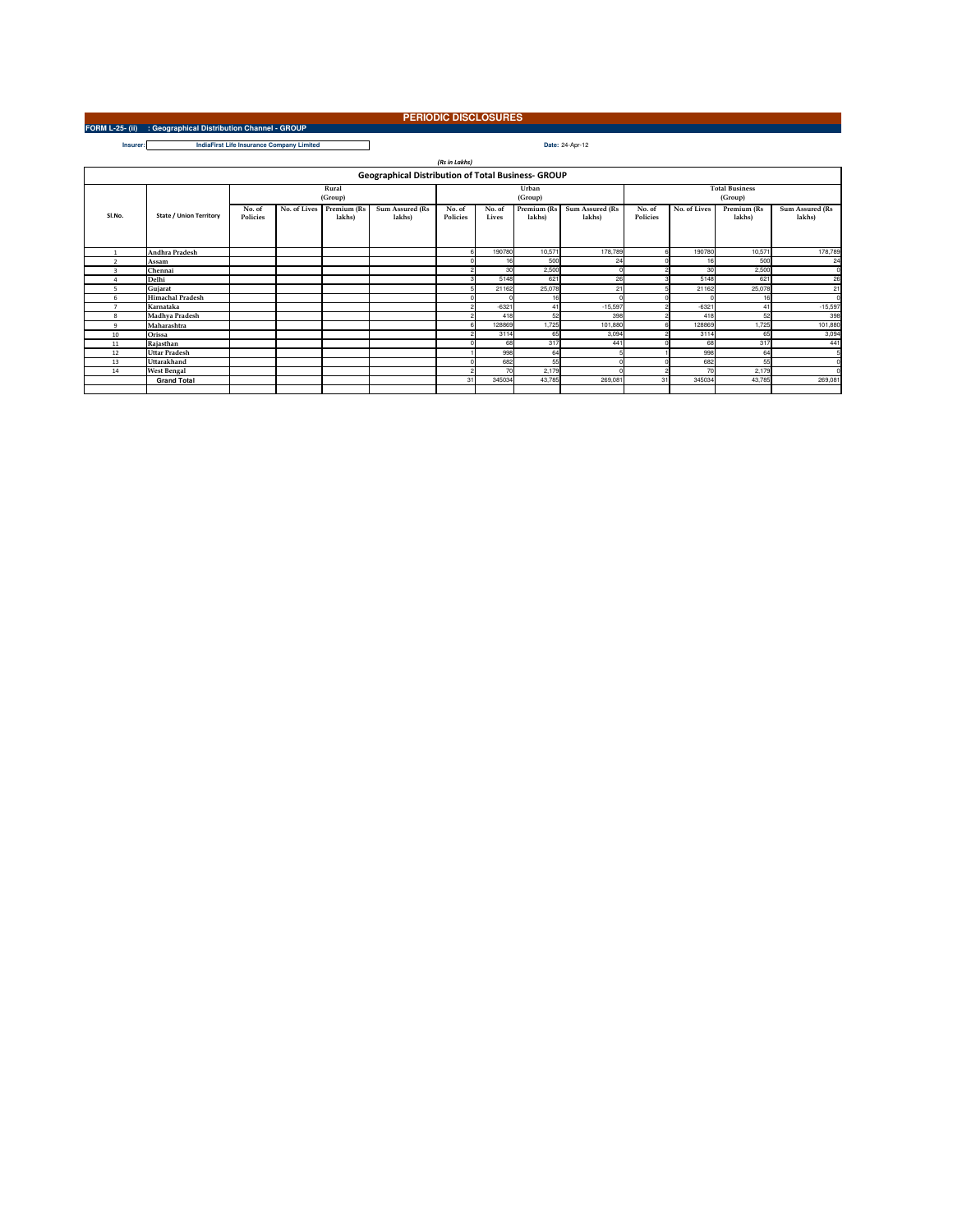# PERIODIC DISCLOSURES

**FORM L-25- (ii) : Geographical Distribution Channel - GROUP**

**Insurer:** IndiaFirst Life Insurance Company Limited

**Date:** 24-Apr-12

*(Rs in Lakhs)*

## Geographical Distribution of Total Business- GROUP

| Sl.No. | State / Union Territory | Rural (Group) | | | | Urban (Group) | | | | Total Business (Group) | | | |
|---|---|---|---|---|---|---|---|---|---|---|---|---|---|
| | | No. of Policies | No. of Lives | Premium (Rs lakhs) | Sum Assured (Rs lakhs) | No. of Policies | No. of Lives | Premium (Rs lakhs) | Sum Assured (Rs lakhs) | No. of Policies | No. of Lives | Premium (Rs lakhs) | Sum Assured (Rs lakhs) |
| 1 | Andhra Pradesh | | | | | 6 | 190780 | 10,571 | 178,789 | 6 | 190780 | 10,571 | 178,789 |
| 2 | Assam | | | | | 0 | 16 | 500 | 24 | 0 | 16 | 500 | 24 |
| 3 | Chennai | | | | | 2 | 30 | 2,500 | 0 | 2 | 30 | 2,500 | 0 |
| 4 | Delhi | | | | | 3 | 5148 | 621 | 26 | 3 | 5148 | 621 | 26 |
| 5 | Gujarat | | | | | 5 | 21162 | 25,078 | 21 | 5 | 21162 | 25,078 | 21 |
| 6 | Himachal Pradesh | | | | | 0 | 0 | 16 | 0 | 0 | 0 | 16 | 0 |
| 7 | Karnataka | | | | | 2 | -6321 | 41 | -15,597 | 2 | -6321 | 41 | -15,597 |
| 8 | Madhya Pradesh | | | | | 2 | 418 | 52 | 398 | 2 | 418 | 52 | 398 |
| 9 | Maharashtra | | | | | 6 | 128869 | 1,725 | 101,880 | 6 | 128869 | 1,725 | 101,880 |
| 10 | Orissa | | | | | 2 | 3114 | 65 | 3,094 | 2 | 3114 | 65 | 3,094 |
| 11 | Rajasthan | | | | | 0 | 68 | 317 | 441 | 0 | 68 | 317 | 441 |
| 12 | Uttar Pradesh | | | | | 1 | 998 | 64 | 5 | 1 | 998 | 64 | 5 |
| 13 | Uttarakhand | | | | | 0 | 682 | 55 | 0 | 0 | 682 | 55 | 0 |
| 14 | West Bengal | | | | | 2 | 70 | 2,179 | 0 | 2 | 70 | 2,179 | 0 |
| | **Grand Total** | | | | | 31 | 345034 | 43,785 | 269,081 | 31 | 345034 | 43,785 | 269,081 |